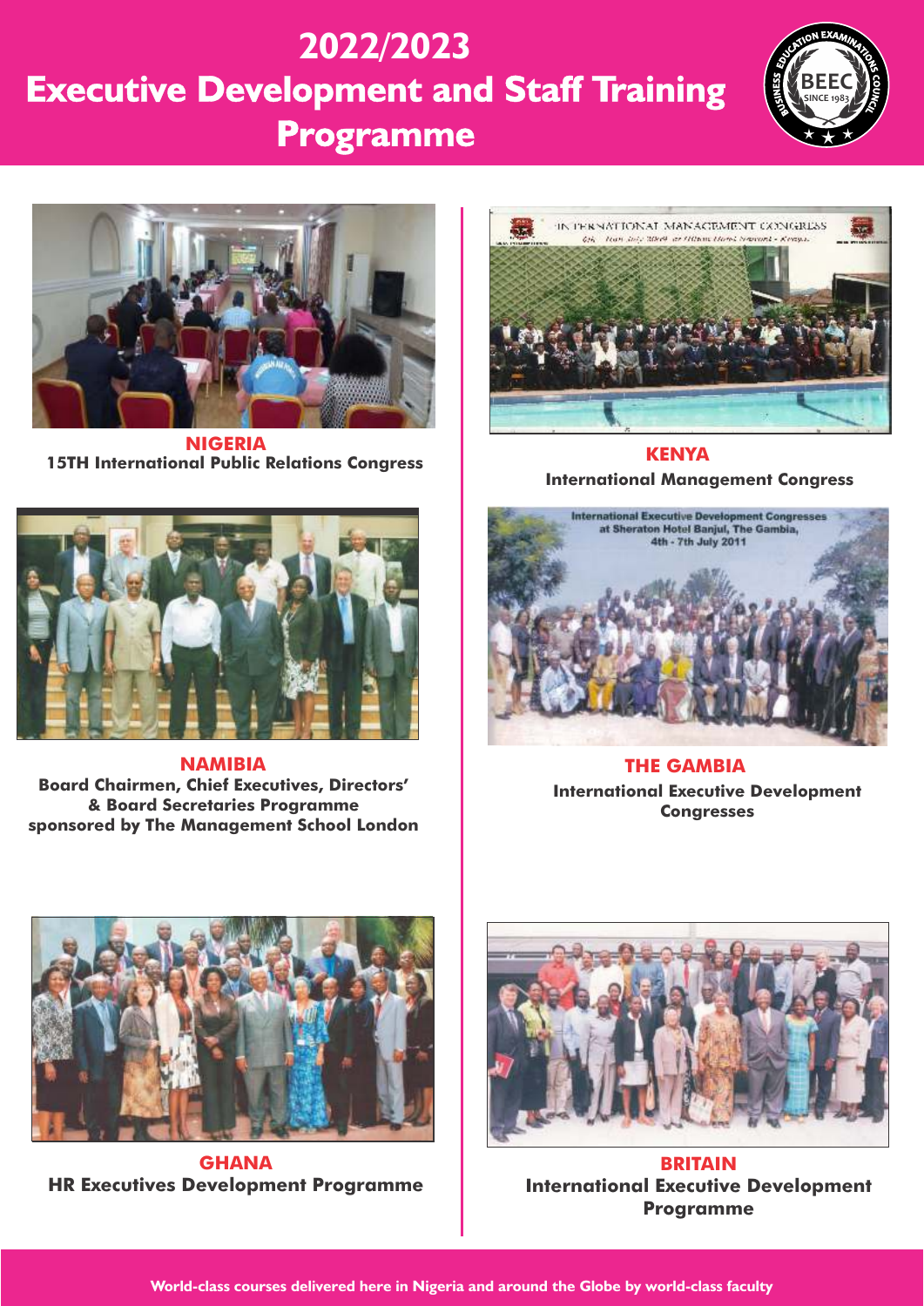# 2022/2023
# Executive Development and Staff Training Programme

**NIGERIA**
**15TH International Public Relations Congress**

**KENYA**
**International Management Congress**

**NAMIBIA**
**Board Chairmen, Chief Executives, Directors' & Board Secretaries Programme sponsored by The Management School London**

**THE GAMBIA**
**International Executive Development Congresses**

**GHANA**
**HR Executives Development Programme**

**BRITAIN**
**International Executive Development Programme**

**World-class courses delivered here in Nigeria and around the Globe by world-class faculty**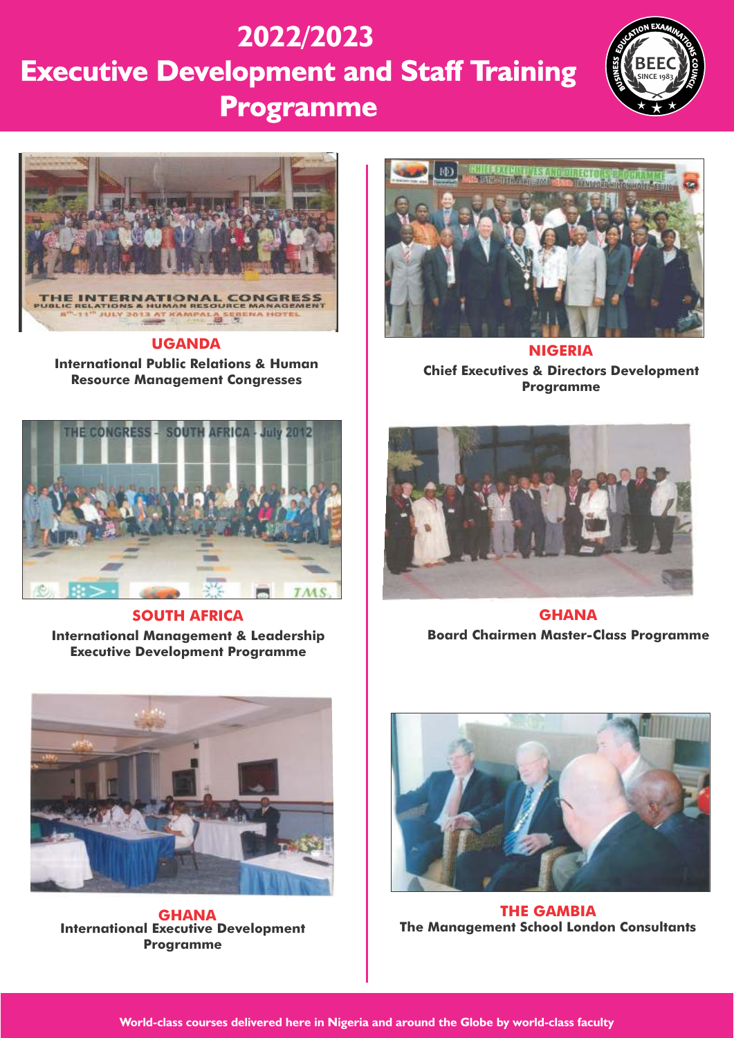# 2022/2023 Executive Development and Staff Training Programme

**UGANDA**

**International Public Relations & Human Resource Management Congresses**

**NIGERIA**

**Chief Executives & Directors Development Programme**

**SOUTH AFRICA**

**International Management & Leadership Executive Development Programme**

**GHANA**

**Board Chairmen Master-Class Programme**

**GHANA**

**International Executive Development Programme**

**THE GAMBIA**

**The Management School London Consultants**

**World-class courses delivered here in Nigeria and around the Globe by world-class faculty**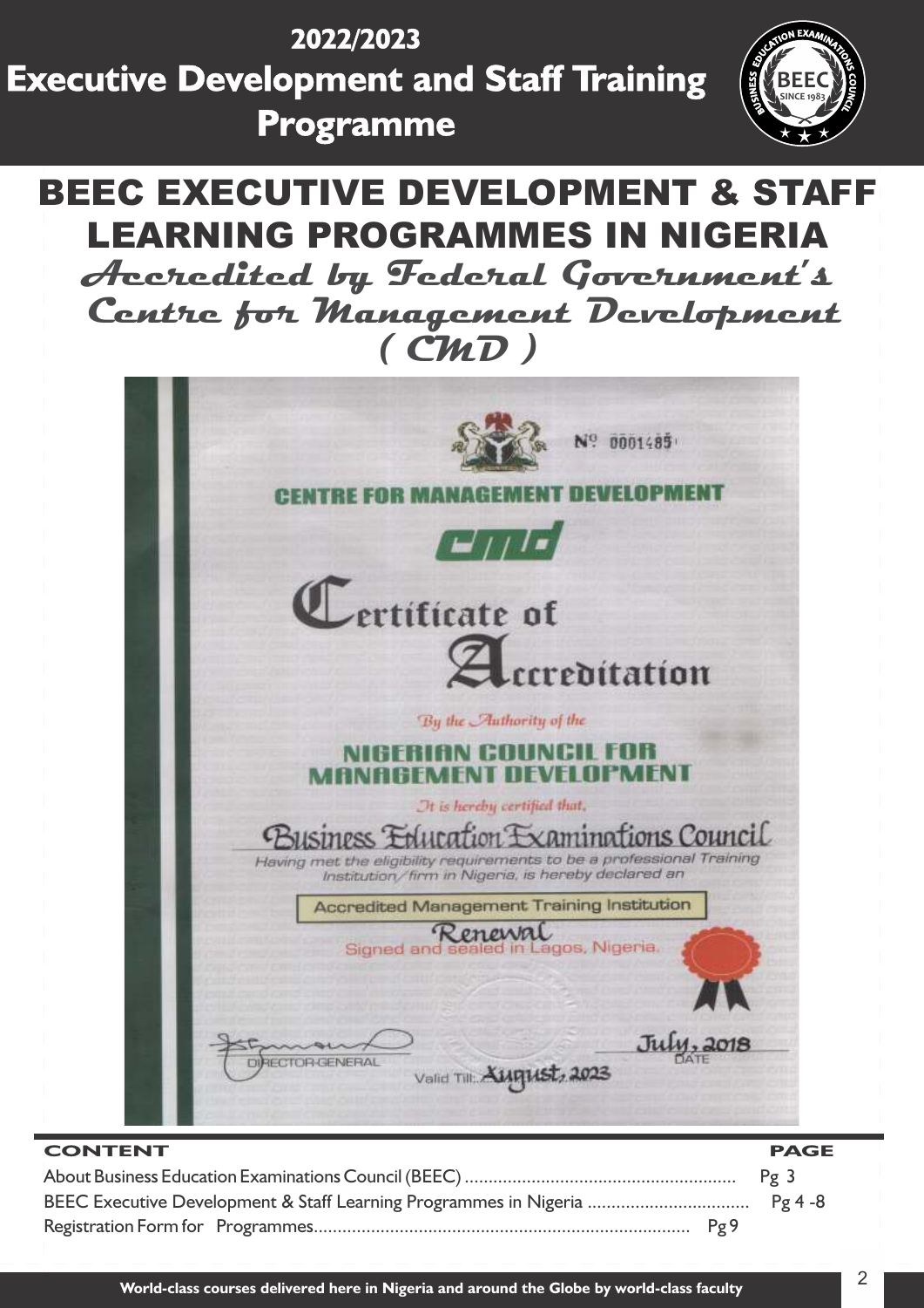# 2022/2023 Executive Development and Staff Training Programme

## BEEC EXECUTIVE DEVELOPMENT & STAFF LEARNING PROGRAMMES IN NIGERIA

### *Accredited by Federal Government's Centre for Management Development ( CMD )*

Nº 0001485

CENTRE FOR MANAGEMENT DEVELOPMENT

cmd

Certificate of Accreditation

*By the Authority of the*

NIGERIAN COUNCIL FOR MANAGEMENT DEVELOPMENT

*It is hereby certified that,*

Business Education Examinations Council

*Having met the eligibility requirements to be a professional Training Institution/firm in Nigeria, is hereby declared an*

Accredited Management Training Institution

Renewal

Signed and sealed in Lagos, Nigeria.

DIRECTOR-GENERAL

Valid Till: August, 2023

July, 2018
DATE

| CONTENT | PAGE |
|---|---|
| About Business Education Examinations Council (BEEC) | Pg 3 |
| BEEC Executive Development & Staff Learning Programmes in Nigeria | Pg 4 -8 |
| Registration Form for Programmes | Pg 9 |

**World-class courses delivered here in Nigeria and around the Globe by world-class faculty**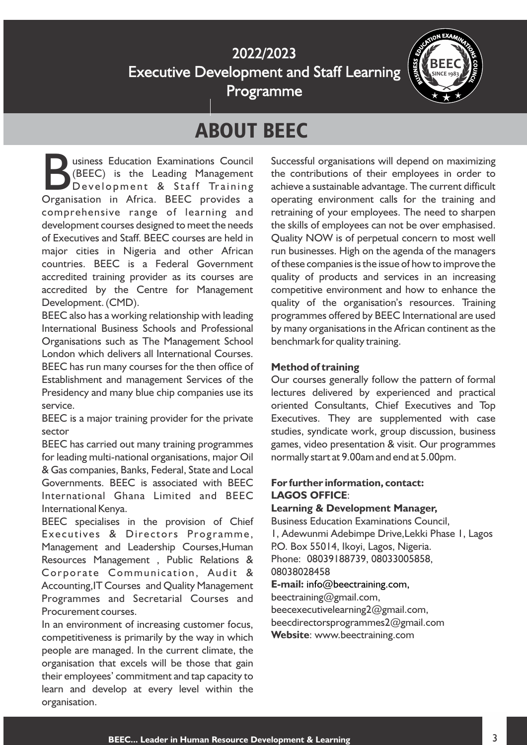# 2022/2023 Executive Development and Staff Learning Programme

## ABOUT BEEC

Business Education Examinations Council (BEEC) is the Leading Management Development & Staff Training Organisation in Africa. BEEC provides a comprehensive range of learning and development courses designed to meet the needs of Executives and Staff. BEEC courses are held in major cities in Nigeria and other African countries. BEEC is a Federal Government accredited training provider as its courses are accredited by the Centre for Management Development. (CMD).

BEEC also has a working relationship with leading International Business Schools and Professional Organisations such as The Management School London which delivers all International Courses. BEEC has run many courses for the then office of Establishment and management Services of the Presidency and many blue chip companies use its service.

BEEC is a major training provider for the private sector

BEEC has carried out many training programmes for leading multi-national organisations, major Oil & Gas companies, Banks, Federal, State and Local Governments. BEEC is associated with BEEC International Ghana Limited and BEEC International Kenya.

BEEC specialises in the provision of Chief Executives & Directors Programme, Management and Leadership Courses,Human Resources Management , Public Relations & Corporate Communication, Audit & Accounting,IT Courses and Quality Management Programmes and Secretarial Courses and Procurement courses.

In an environment of increasing customer focus, competitiveness is primarily by the way in which people are managed. In the current climate, the organisation that excels will be those that gain their employees' commitment and tap capacity to learn and develop at every level within the organisation.

Successful organisations will depend on maximizing the contributions of their employees in order to achieve a sustainable advantage. The current difficult operating environment calls for the training and retraining of your employees. The need to sharpen the skills of employees can not be over emphasised. Quality NOW is of perpetual concern to most well run businesses. High on the agenda of the managers of these companies is the issue of how to improve the quality of products and services in an increasing competitive environment and how to enhance the quality of the organisation's resources. Training programmes offered by BEEC International are used by many organisations in the African continent as the benchmark for quality training.

**Method of training**

Our courses generally follow the pattern of formal lectures delivered by experienced and practical oriented Consultants, Chief Executives and Top Executives. They are supplemented with case studies, syndicate work, group discussion, business games, video presentation & visit. Our programmes normally start at 9.00am and end at 5.00pm.

**For further information, contact:**
**LAGOS OFFICE**:
**Learning & Development Manager,**
Business Education Examinations Council,
1, Adewunmi Adebimpe Drive,Lekki Phase 1, Lagos
P.O. Box 55014, Ikoyi, Lagos, Nigeria.
Phone: 08039188739, 08033005858, 08038028458
**E-mail:** info@beectraining.com,
beectraining@gmail.com,
beecexecutivelearning2@gmail.com,
beecdirectorsprogrammes2@gmail.com
**Website**: www.beectraining.com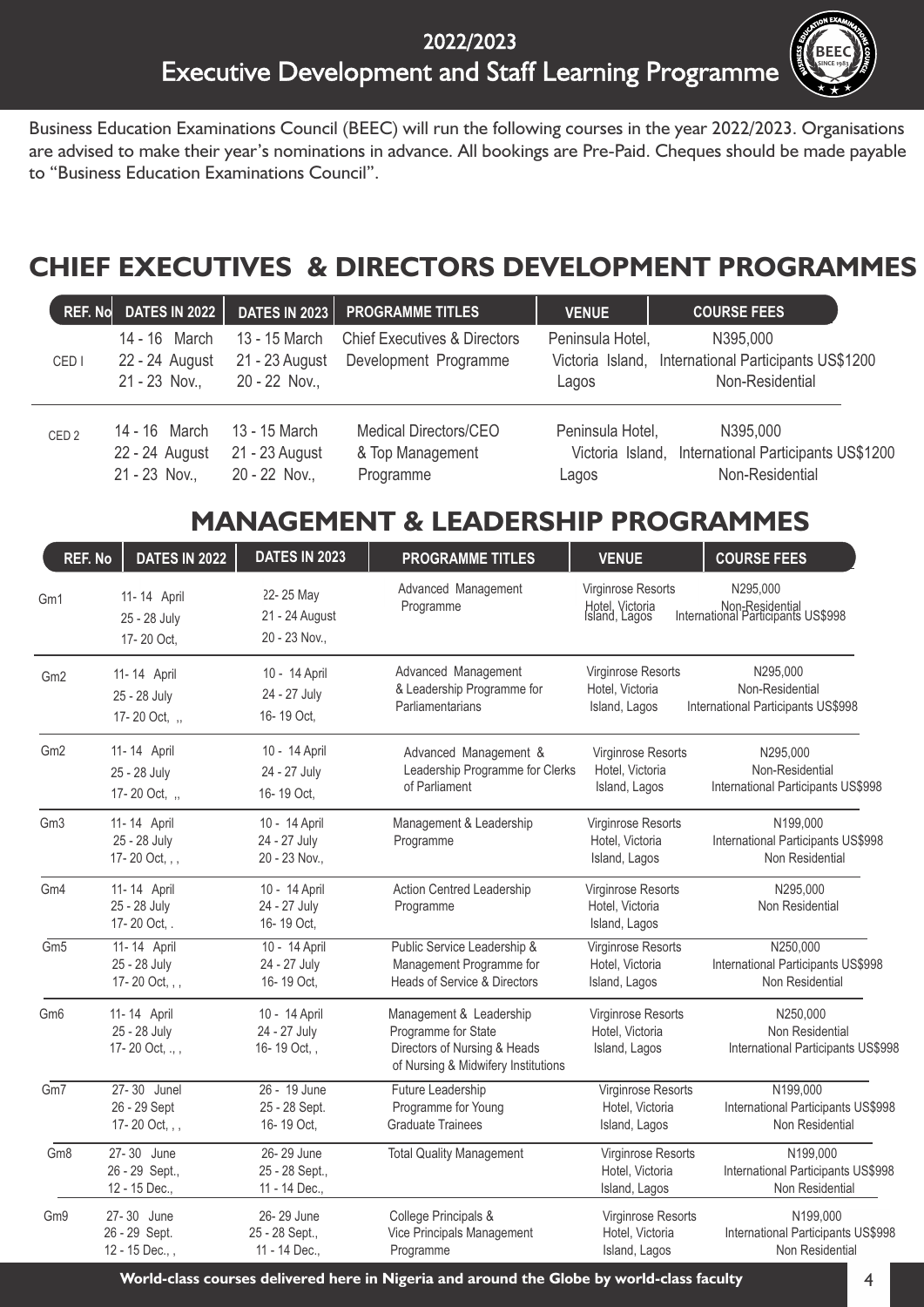# 2022/2023 Executive Development and Staff Learning Programme

Business Education Examinations Council (BEEC) will run the following courses in the year 2022/2023. Organisations are advised to make their year's nominations in advance. All bookings are Pre-Paid. Cheques should be made payable to "Business Education Examinations Council".

## CHIEF EXECUTIVES & DIRECTORS DEVELOPMENT PROGRAMMES

| REF. No | DATES IN 2022 | DATES IN 2023 | PROGRAMME TITLES | VENUE | COURSE FEES |
|---|---|---|---|---|---|
| CED I | 14 - 16 March<br>22 - 24 August<br>21 - 23 Nov., | 13 - 15 March<br>21 - 23 August<br>20 - 22 Nov., | Chief Executives & Directors Development Programme | Peninsula Hotel, Victoria Island, Lagos | N395,000<br>International Participants US$1200<br>Non-Residential |
| CED 2 | 14 - 16 March<br>22 - 24 August<br>21 - 23 Nov., | 13 - 15 March<br>21 - 23 August<br>20 - 22 Nov., | Medical Directors/CEO & Top Management Programme | Peninsula Hotel, Victoria Island, Lagos | N395,000<br>International Participants US$1200<br>Non-Residential |

## MANAGEMENT & LEADERSHIP PROGRAMMES

| REF. No | DATES IN 2022 | DATES IN 2023 | PROGRAMME TITLES | VENUE | COURSE FEES |
|---|---|---|---|---|---|
| Gm1 | 11- 14 April<br>25 - 28 July<br>17- 20 Oct, | 22- 25 May<br>21 - 24 August<br>20 - 23 Nov., | Advanced Management Programme | Virginrose Resorts Hotel, Victoria Island, Lagos | N295,000<br>Non-Residential<br>International Participants US$998 |
| Gm2 | 11- 14 April<br>25 - 28 July<br>17- 20 Oct, ,, | 10 - 14 April<br>24 - 27 July<br>16- 19 Oct, | Advanced Management & Leadership Programme for Parliamentarians | Virginrose Resorts Hotel, Victoria Island, Lagos | N295,000<br>Non-Residential<br>International Participants US$998 |
| Gm2 | 11- 14 April<br>25 - 28 July<br>17- 20 Oct, ,, | 10 - 14 April<br>24 - 27 July<br>16- 19 Oct, | Advanced Management & Leadership Programme for Clerks of Parliament | Virginrose Resorts Hotel, Victoria Island, Lagos | N295,000<br>Non-Residential<br>International Participants US$998 |
| Gm3 | 11- 14 April<br>25 - 28 July<br>17- 20 Oct, , , | 10 - 14 April<br>24 - 27 July<br>20 - 23 Nov., | Management & Leadership Programme | Virginrose Resorts Hotel, Victoria Island, Lagos | N199,000<br>International Participants US$998<br>Non Residential |
| Gm4 | 11- 14 April<br>25 - 28 July<br>17- 20 Oct, . | 10 - 14 April<br>24 - 27 July<br>16- 19 Oct, | Action Centred Leadership Programme | Virginrose Resorts Hotel, Victoria Island, Lagos | N295,000<br>Non Residential |
| Gm5 | 11- 14 April<br>25 - 28 July<br>17- 20 Oct, , , | 10 - 14 April<br>24 - 27 July<br>16- 19 Oct, | Public Service Leadership & Management Programme for Heads of Service & Directors | Virginrose Resorts Hotel, Victoria Island, Lagos | N250,000<br>International Participants US$998<br>Non Residential |
| Gm6 | 11- 14 April<br>25 - 28 July<br>17- 20 Oct, ., , | 10 - 14 April<br>24 - 27 July<br>16- 19 Oct, , | Management & Leadership Programme for State Directors of Nursing & Heads of Nursing & Midwifery Institutions | Virginrose Resorts Hotel, Victoria Island, Lagos | N250,000<br>Non Residential<br>International Participants US$998 |
| Gm7 | 27- 30 Junel<br>26 - 29 Sept<br>17- 20 Oct, , , | 26 - 19 June<br>25 - 28 Sept.<br>16- 19 Oct, | Future Leadership Programme for Young Graduate Trainees | Virginrose Resorts Hotel, Victoria Island, Lagos | N199,000<br>International Participants US$998<br>Non Residential |
| Gm8 | 27- 30 June<br>26 - 29 Sept.,<br>12 - 15 Dec., | 26- 29 June<br>25 - 28 Sept.,<br>11 - 14 Dec., | Total Quality Management | Virginrose Resorts Hotel, Victoria Island, Lagos | N199,000<br>International Participants US$998<br>Non Residential |
| Gm9 | 27- 30 June<br>26 - 29 Sept.<br>12 - 15 Dec., , | 26- 29 June<br>25 - 28 Sept.,<br>11 - 14 Dec., | College Principals & Vice Principals Management Programme | Virginrose Resorts Hotel, Victoria Island, Lagos | N199,000<br>International Participants US$998<br>Non Residential |

**World-class courses delivered here in Nigeria and around the Globe by world-class faculty**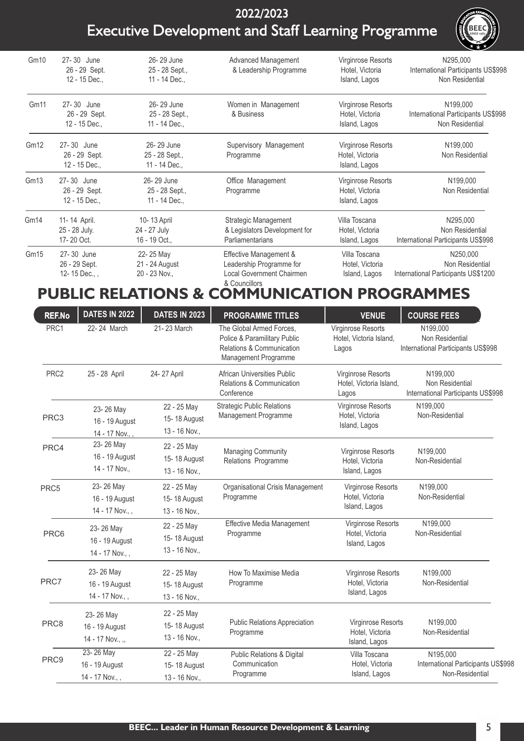| | | | | | |
|---|---|---|---|---|---|
| Gm10 | 27- 30 June<br>26 - 29 Sept.<br>12 - 15 Dec., | 26- 29 June<br>25 - 28 Sept.,<br>11 - 14 Dec., | Advanced Management & Leadership Programme | Virginrose Resorts Hotel, Victoria Island, Lagos | N295,000<br>International Participants US$998<br>Non Residential |
| Gm11 | 27- 30 June<br>26 - 29 Sept.<br>12 - 15 Dec., | 26- 29 June<br>25 - 28 Sept.,<br>11 - 14 Dec., | Women in Management & Business | Virginrose Resorts Hotel, Victoria Island, Lagos | N199,000<br>International Participants US$998<br>Non Residential |
| Gm12 | 27- 30 June<br>26 - 29 Sept.<br>12 - 15 Dec., | 26- 29 June<br>25 - 28 Sept.,<br>11 - 14 Dec., | Supervisory Management Programme | Virginrose Resorts Hotel, Victoria Island, Lagos | N199,000<br>Non Residential |
| Gm13 | 27- 30 June<br>26 - 29 Sept.<br>12 - 15 Dec., | 26- 29 June<br>25 - 28 Sept.,<br>11 - 14 Dec., | Office Management Programme | Virginrose Resorts Hotel, Victoria Island, Lagos | N199,000<br>Non Residential |
| Gm14 | 11- 14 April.<br>25 - 28 July.<br>17- 20 Oct. | 10- 13 April<br>24 - 27 July<br>16 - 19 Oct., | Strategic Management & Legislators Development for Parliamentarians | Villa Toscana Hotel, Victoria Island, Lagos | N295,000<br>Non Residential<br>International Participants US$998 |
| Gm15 | 27- 30 June<br>26 - 29 Sept.<br>12- 15 Dec., , | 22- 25 May<br>21 - 24 August<br>20 - 23 Nov., | Effective Management & Leadership Programme for Local Government Chairmen & Councillors | Villa Toscana Hotel, Victoria Island, Lagos | N250,000<br>Non Residential<br>International Participants US$1200 |

# PUBLIC RELATIONS & COMMUNICATION PROGRAMMES

| REF.No | DATES IN 2022 | DATES IN 2023 | PROGRAMME TITLES | VENUE | COURSE FEES |
|---|---|---|---|---|---|
| PRC1 | 22- 24 March | 21- 23 March | The Global Armed Forces, Police & Paramilitary Public Relations & Communication Management Programme | Virginrose Resorts Hotel, Victoria Island, Lagos | N199,000<br>Non Residential<br>International Participants US$998 |
| PRC2 | 25 - 28 April | 24- 27 April | African Universities Public Relations & Communication Conference | Virginrose Resorts Hotel, Victoria Island, Lagos | N199,000<br>Non Residential<br>International Participants US$998 |
| PRC3 | 23- 26 May<br>16 - 19 August<br>14 - 17 Nov., , | 22 - 25 May<br>15- 18 August<br>13 - 16 Nov., | Strategic Public Relations Management Programme | Virginrose Resorts Hotel, Victoria Island, Lagos | N199,000<br>Non-Residential |
| PRC4 | 23- 26 May<br>16 - 19 August<br>14 - 17 Nov., | 22 - 25 May<br>15- 18 August<br>13 - 16 Nov., | Managing Community Relations Programme | Virginrose Resorts Hotel, Victoria Island, Lagos | N199,000<br>Non-Residential |
| PRC5 | 23- 26 May<br>16 - 19 August<br>14 - 17 Nov., , | 22 - 25 May<br>15- 18 August<br>13 - 16 Nov., | Organisational Crisis Management Programme | Virginrose Resorts Hotel, Victoria Island, Lagos | N199,000<br>Non-Residential |
| PRC6 | 23- 26 May<br>16 - 19 August<br>14 - 17 Nov., , | 22 - 25 May<br>15- 18 August<br>13 - 16 Nov., | Effective Media Management Programme | Virginrose Resorts Hotel, Victoria Island, Lagos | N199,000<br>Non-Residential |
| PRC7 | 23- 26 May<br>16 - 19 August<br>14 - 17 Nov., , | 22 - 25 May<br>15- 18 August<br>13 - 16 Nov., | How To Maximise Media Programme | Virginrose Resorts Hotel, Victoria Island, Lagos | N199,000<br>Non-Residential |
| PRC8 | 23- 26 May<br>16 - 19 August<br>14 - 17 Nov., ,, | 22 - 25 May<br>15- 18 August<br>13 - 16 Nov., | Public Relations Appreciation Programme | Virginrose Resorts Hotel, Victoria Island, Lagos | N199,000<br>Non-Residential |
| PRC9 | 23- 26 May<br>16 - 19 August<br>14 - 17 Nov., , | 22 - 25 May<br>15- 18 August<br>13 - 16 Nov., | Public Relations & Digital Communication Programme | Villa Toscana Hotel, Victoria Island, Lagos | N195,000<br>International Participants US$998<br>Non-Residential |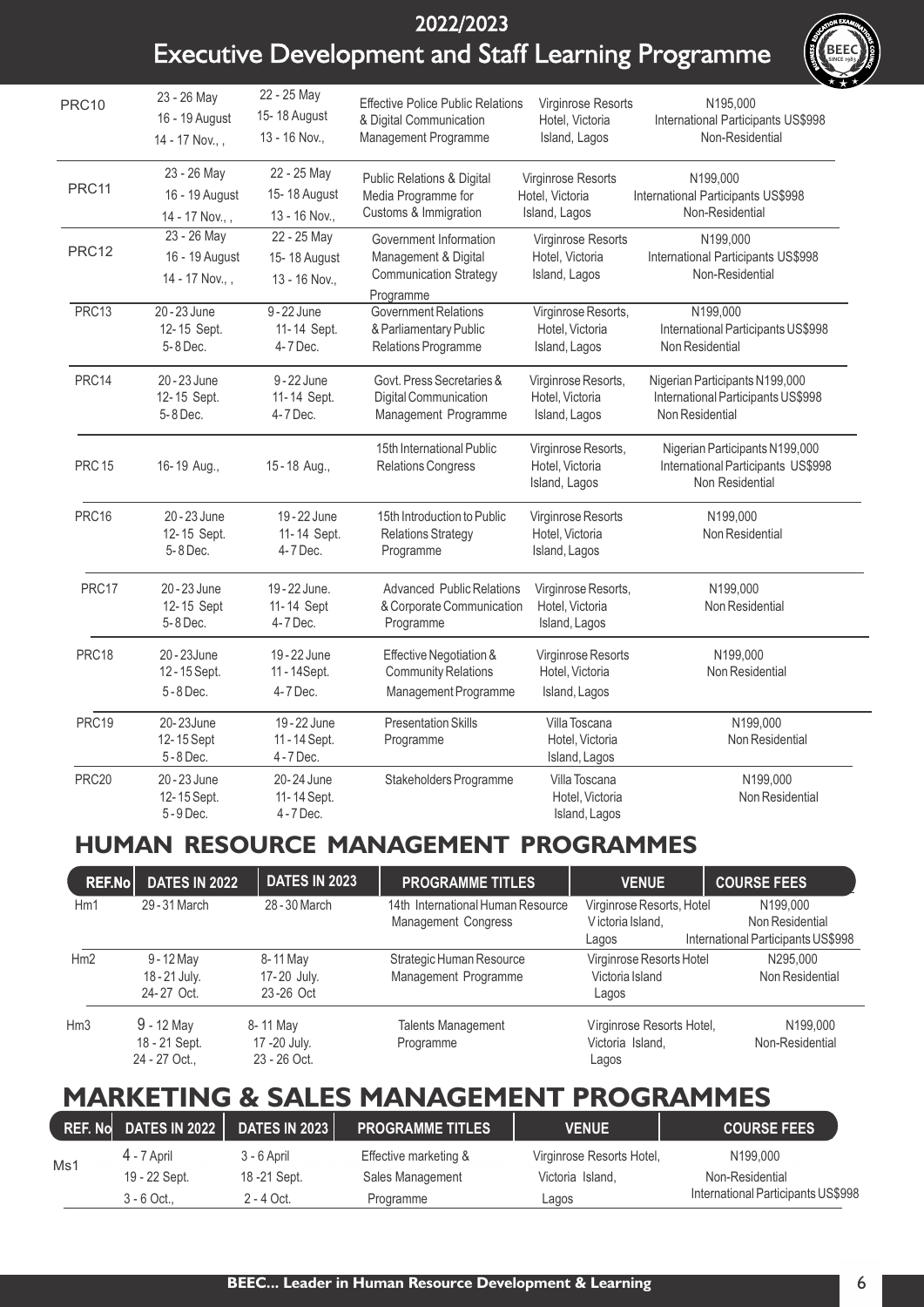# 2022/2023
# Executive Development and Staff Learning Programme

| | | | | | |
|---|---|---|---|---|---|
| PRC10 | 23 - 26 May<br>16 - 19 August<br>14 - 17 Nov., , | 22 - 25 May<br>15- 18 August<br>13 - 16 Nov., | Effective Police Public Relations & Digital Communication Management Programme | Virginrose Resorts Hotel, Victoria Island, Lagos | N195,000<br>International Participants US$998<br>Non-Residential |
| PRC11 | 23 - 26 May<br>16 - 19 August<br>14 - 17 Nov., , | 22 - 25 May<br>15- 18 August<br>13 - 16 Nov., | Public Relations & Digital Media Programme for Customs & Immigration | Virginrose Resorts Hotel, Victoria Island, Lagos | N199,000<br>International Participants US$998<br>Non-Residential |
| PRC12 | 23 - 26 May<br>16 - 19 August<br>14 - 17 Nov., , | 22 - 25 May<br>15- 18 August<br>13 - 16 Nov., | Government Information Management & Digital Communication Strategy Programme | Virginrose Resorts Hotel, Victoria Island, Lagos | N199,000<br>International Participants US$998<br>Non-Residential |
| PRC13 | 20 - 23 June<br>12- 15 Sept.<br>5 - 8 Dec. | 9 - 22 June<br>11- 14 Sept.<br>4 - 7 Dec. | Government Relations & Parliamentary Public Relations Programme | Virginrose Resorts, Hotel, Victoria Island, Lagos | N199,000<br>International Participants US$998<br>Non Residential |
| PRC14 | 20 - 23 June<br>12- 15 Sept.<br>5 - 8 Dec. | 9 - 22 June<br>11- 14 Sept.<br>4 - 7 Dec. | Govt. Press Secretaries & Digital Communication Management Programme | Virginrose Resorts, Hotel, Victoria Island, Lagos | Nigerian Participants N199,000<br>International Participants US$998<br>Non Residential |
| PRC 15 | 16- 19 Aug., | 15 - 18 Aug., | 15th International Public Relations Congress | Virginrose Resorts, Hotel, Victoria Island, Lagos | Nigerian Participants N199,000<br>International Participants US$998<br>Non Residential |
| PRC16 | 20 - 23 June<br>12- 15 Sept.<br>5 - 8 Dec. | 19 - 22 June<br>11- 14 Sept.<br>4 - 7 Dec. | 15th Introduction to Public Relations Strategy Programme | Virginrose Resorts Hotel, Victoria Island, Lagos | N199,000<br>Non Residential |
| PRC17 | 20 - 23 June<br>12- 15 Sept<br>5 - 8 Dec. | 19 - 22 June.<br>11- 14 Sept<br>4 - 7 Dec. | Advanced Public Relations & Corporate Communication Programme | Virginrose Resorts, Hotel, Victoria Island, Lagos | N199,000<br>Non Residential |
| PRC18 | 20 - 23June<br>12 - 15 Sept.<br>5 - 8 Dec. | 19 - 22 June<br>11 - 14Sept.<br>4 - 7 Dec. | Effective Negotiation & Community Relations Management Programme | Virginrose Resorts Hotel, Victoria Island, Lagos | N199,000<br>Non Residential |
| PRC19 | 20- 23June<br>12- 15 Sept<br>5 - 8 Dec. | 19 - 22 June<br>11 - 14 Sept.<br>4 - 7 Dec. | Presentation Skills Programme | Villa Toscana Hotel, Victoria Island, Lagos | N199,000<br>Non Residential |
| PRC20 | 20 - 23 June<br>12- 15 Sept.<br>5 - 9 Dec. | 20- 24 June<br>11- 14 Sept.<br>4 - 7 Dec. | Stakeholders Programme | Villa Toscana Hotel, Victoria Island, Lagos | N199,000<br>Non Residential |

## HUMAN RESOURCE MANAGEMENT PROGRAMMES

| REF.No | DATES IN 2022 | DATES IN 2023 | PROGRAMME TITLES | VENUE | COURSE FEES |
|---|---|---|---|---|---|
| Hm1 | 29 - 31 March | 28 - 30 March | 14th International Human Resource Management Congress | Virginrose Resorts, Hotel Victoria Island, Lagos | N199,000<br>Non Residential<br>International Participants US$998 |
| Hm2 | 9 - 12 May<br>18 - 21 July.<br>24- 27 Oct. | 8- 11 May<br>17- 20 July.<br>23 -26 Oct | Strategic Human Resource Management Programme | Virginrose Resorts Hotel Victoria Island Lagos | N295,000<br>Non Residential |
| Hm3 | 9 - 12 May<br>18 - 21 Sept.<br>24 - 27 Oct., | 8- 11 May<br>17 -20 July.<br>23 - 26 Oct. | Talents Management Programme | Virginrose Resorts Hotel, Victoria Island, Lagos | N199,000<br>Non-Residential |

## MARKETING & SALES MANAGEMENT PROGRAMMES

| REF. No | DATES IN 2022 | DATES IN 2023 | PROGRAMME TITLES | VENUE | COURSE FEES |
|---|---|---|---|---|---|
| Ms1 | 4 - 7 April<br>19 - 22 Sept.<br>3 - 6 Oct., | 3 - 6 April<br>18 -21 Sept.<br>2 - 4 Oct. | Effective marketing & Sales Management Programme | Virginrose Resorts Hotel, Victoria Island, Lagos | N199,000<br>Non-Residential<br>International Participants US$998 |

BEEC... Leader in Human Resource Development & Learning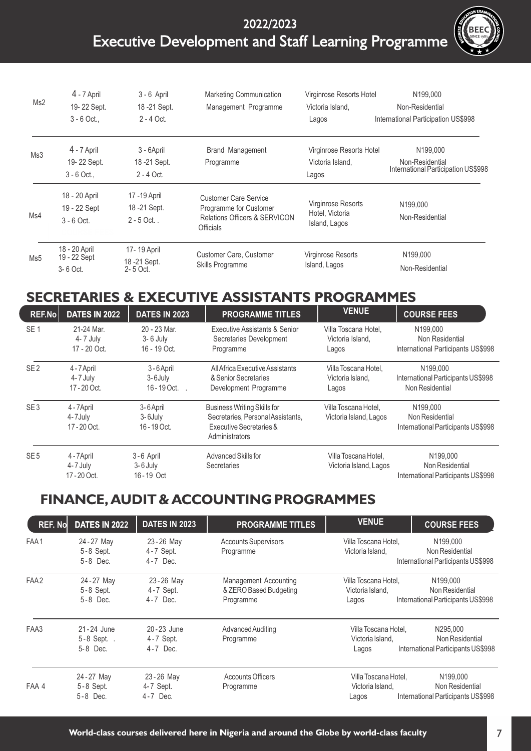| | | | | | |
|---|---|---|---|---|---|
| Ms2 | 4 - 7 April<br>19- 22 Sept.<br>3 - 6 Oct., | 3 - 6 April<br>18 -21 Sept.<br>2 - 4 Oct. | Marketing Communication Management Programme | Virginrose Resorts Hotel Victoria Island, Lagos | N199,000<br>Non-Residential<br>International Participation US$998 |
| Ms3 | 4 - 7 April<br>19- 22 Sept.<br>3 - 6 Oct., | 3 - 6April<br>18 -21 Sept.<br>2 - 4 Oct. | Brand Management Programme | Virginrose Resorts Hotel Victoria Island, Lagos | N199,000<br>Non-Residential<br>International Participation US$998 |
| Ms4 | 18 - 20 April<br>19 - 22 Sept<br>3 - 6 Oct. | 17 -19 April<br>18 -21 Sept.<br>2 - 5 Oct. . | Customer Care Service Programme for Customer Relations Officers & SERVICON Officials | Virginrose Resorts Hotel, Victoria Island, Lagos | N199,000<br>Non-Residential |
| Ms5 | 18 - 20 April<br>19 - 22 Sept<br>3- 6 Oct. | 17- 19 April<br>18 -21 Sept.<br>2- 5 Oct. | Customer Care, Customer Skills Programme | Virginrose Resorts Island, Lagos | N199,000<br>Non-Residential |

## SECRETARIES & EXECUTIVE ASSISTANTS PROGRAMMES

| REF.No | DATES IN 2022 | DATES IN 2023 | PROGRAMME TITLES | VENUE | COURSE FEES |
|---|---|---|---|---|---|
| SE 1 | 21-24 Mar.<br>4- 7 July<br>17 - 20 Oct. | 20 - 23 Mar.<br>3- 6 July<br>16 - 19 Oct. | Executive Assistants & Senior Secretaries Development Programme | Villa Toscana Hotel, Victoria Island, Lagos | N199,000<br>Non Residential<br>International Participants US$998 |
| SE 2 | 4 - 7 April<br>4- 7 July<br>17 - 20 Oct. | 3 - 6 April<br>3- 6July<br>16 - 19 Oct. . | All Africa Executive Assistants & Senior Secretaries Development Programme | Villa Toscana Hotel, Victoria Island, Lagos | N199,000<br>International Participants US$998<br>Non Residential |
| SE 3 | 4 - 7April<br>4- 7July<br>17 - 20 Oct. | 3- 6 April<br>3- 6July<br>16 - 19 Oct. | Business Writing Skills for Secretaries, Personal Assistants, Executive Secretaries & Administrators | Villa Toscana Hotel, Victoria Island, Lagos | N199,000<br>Non Residential<br>International Participants US$998 |
| SE 5 | 4 - 7April<br>4- 7 July<br>17 - 20 Oct. | 3 - 6 April<br>3- 6 July<br>16 - 19 Oct | Advanced Skills for Secretaries | Villa Toscana Hotel, Victoria Island, Lagos | N199,000<br>Non Residential<br>International Participants US$998 |

## FINANCE, AUDIT & ACCOUNTING PROGRAMMES

| REF. No | DATES IN 2022 | DATES IN 2023 | PROGRAMME TITLES | VENUE | COURSE FEES |
|---|---|---|---|---|---|
| FAA1 | 24 - 27 May<br>5 - 8 Sept.<br>5 - 8 Dec. | 23 - 26 May<br>4 - 7 Sept.<br>4 - 7 Dec. | Accounts Supervisors Programme | Villa Toscana Hotel, Victoria Island, | N199,000<br>Non Residential<br>International Participants US$998 |
| FAA2 | 24 - 27 May<br>5 - 8 Sept.<br>5 - 8 Dec. | 23 - 26 May<br>4 - 7 Sept.<br>4 - 7 Dec. | Management Accounting & ZERO Based Budgeting Programme | Villa Toscana Hotel, Victoria Island, Lagos | N199,000<br>Non Residential<br>International Participants US$998 |
| FAA3 | 21 - 24 June<br>5 - 8 Sept. .<br>5- 8 Dec. | 20 - 23 June<br>4 - 7 Sept.<br>4 - 7 Dec. | Advanced Auditing Programme | Villa Toscana Hotel, Victoria Island, Lagos | N295,000<br>Non Residential<br>International Participants US$998 |
| FAA 4 | 24 - 27 May<br>5 - 8 Sept.<br>5 - 8 Dec. | 23 - 26 May<br>4- 7 Sept.<br>4 - 7 Dec. | Accounts Officers Programme | Villa Toscana Hotel, Victoria Island, Lagos | N199,000<br>Non Residential<br>International Participants US$998 |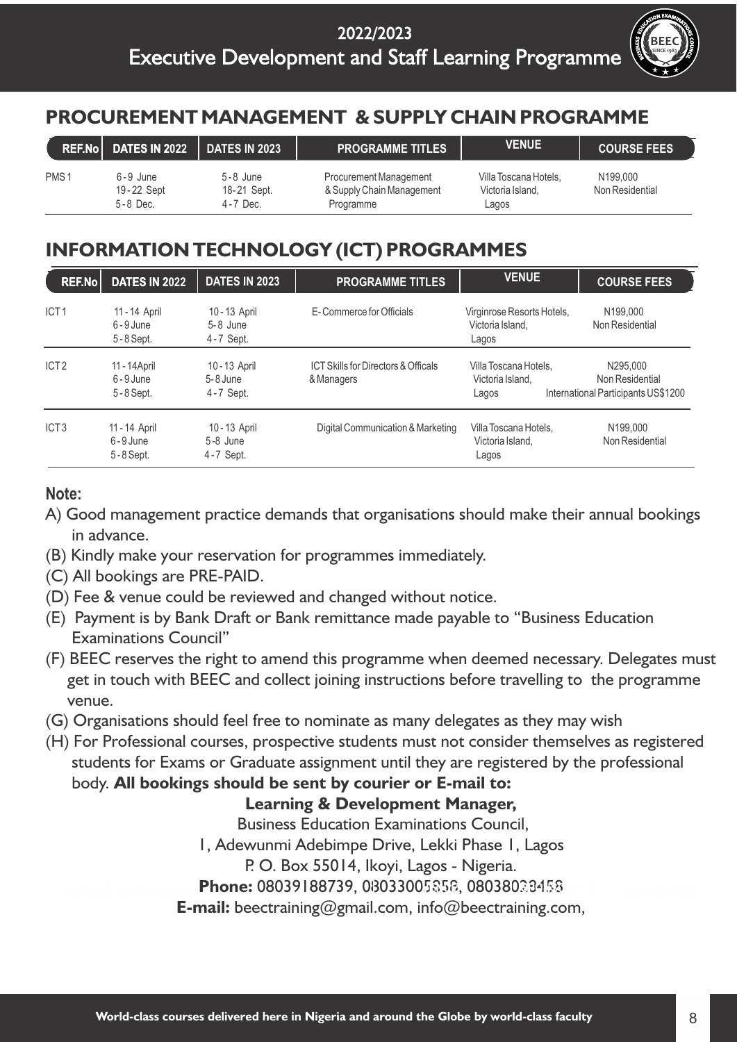2022/2023

Executive Development and Staff Learning Programme

## PROCUREMENT MANAGEMENT & SUPPLY CHAIN PROGRAMME

| REF.No | DATES IN 2022 | DATES IN 2023 | PROGRAMME TITLES | VENUE | COURSE FEES |
|---|---|---|---|---|---|
| PMS 1 | 6 - 9 June<br>19 - 22 Sept<br>5 - 8 Dec. | 5 - 8 June<br>18 - 21 Sept.<br>4 - 7 Dec. | Procurement Management & Supply Chain Management Programme | Villa Toscana Hotels, Victoria Island, Lagos | N199,000<br>Non Residential |

## INFORMATION TECHNOLOGY (ICT) PROGRAMMES

| REF.No | DATES IN 2022 | DATES IN 2023 | PROGRAMME TITLES | VENUE | COURSE FEES |
|---|---|---|---|---|---|
| ICT 1 | 11 - 14 April<br>6 - 9 June<br>5 - 8 Sept. | 10 - 13 April<br>5 - 8 June<br>4 - 7 Sept. | E- Commerce for Officials | Virginrose Resorts Hotels, Victoria Island, Lagos | N199,000<br>Non Residential |
| ICT 2 | 11 - 14April<br>6 - 9 June<br>5 - 8 Sept. | 10 - 13 April<br>5 - 8 June<br>4 - 7 Sept. | ICT Skills for Directors & Officals & Managers | Villa Toscana Hotels, Victoria Island, Lagos | N295,000<br>Non Residential<br>International Participants US$1200 |
| ICT 3 | 11 - 14 April<br>6 - 9 June<br>5 - 8 Sept. | 10 - 13 April<br>5 - 8 June<br>4 - 7 Sept. | Digital Communication & Marketing | Villa Toscana Hotels, Victoria Island, Lagos | N199,000<br>Non Residential |

**Note:**

A) Good management practice demands that organisations should make their annual bookings in advance.

(B) Kindly make your reservation for programmes immediately.

(C) All bookings are PRE-PAID.

(D) Fee & venue could be reviewed and changed without notice.

(E) Payment is by Bank Draft or Bank remittance made payable to "Business Education Examinations Council"

(F) BEEC reserves the right to amend this programme when deemed necessary. Delegates must get in touch with BEEC and collect joining instructions before travelling to the programme venue.

(G) Organisations should feel free to nominate as many delegates as they may wish

(H) For Professional courses, prospective students must not consider themselves as registered students for Exams or Graduate assignment until they are registered by the professional body. **All bookings should be sent by courier or E-mail to:**

**Learning & Development Manager,**
Business Education Examinations Council,
1, Adewunmi Adebimpe Drive, Lekki Phase 1, Lagos
P. O. Box 55014, Ikoyi, Lagos - Nigeria.
**Phone:** 08039188739, 08033005858, 08038033458
**E-mail:** beectraining@gmail.com, info@beectraining.com,

**World-class courses delivered here in Nigeria and around the Globe by world-class faculty**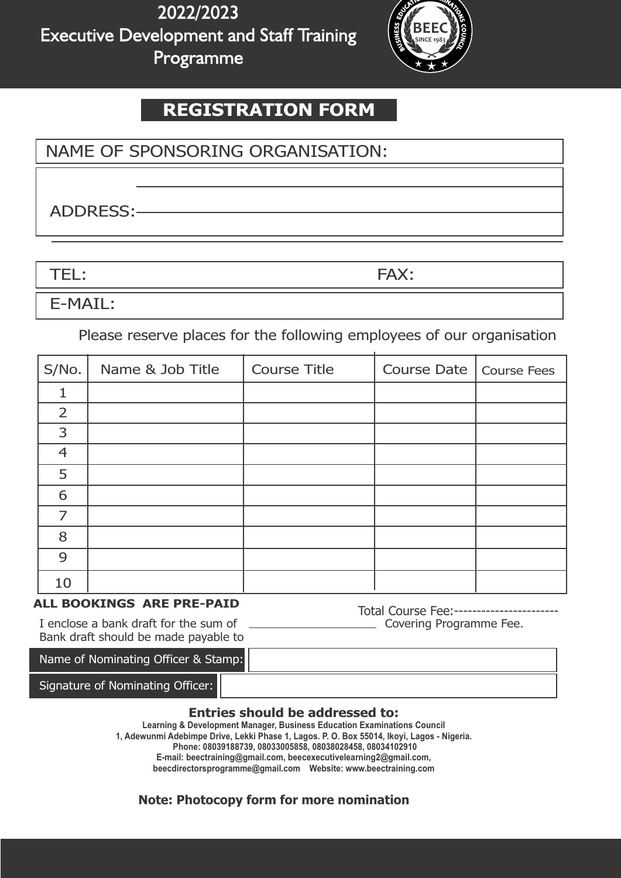# 2022/2023 Executive Development and Staff Training Programme

## REGISTRATION FORM

NAME OF SPONSORING ORGANISATION:

ADDRESS:

TEL: FAX:

E-MAIL:

Please reserve places for the following employees of our organisation

| S/No. | Name & Job Title | Course Title | Course Date | Course Fees |
|---|---|---|---|---|
| 1 | | | | |
| 2 | | | | |
| 3 | | | | |
| 4 | | | | |
| 5 | | | | |
| 6 | | | | |
| 7 | | | | |
| 8 | | | | |
| 9 | | | | |
| 10 | | | | |

**ALL BOOKINGS ARE PRE-PAID**

Total Course Fee:-----------------------

I enclose a bank draft for the sum of ____________________ Covering Programme Fee.
Bank draft should be made payable to

Name of Nominating Officer & Stamp:

Signature of Nominating Officer:

**Entries should be addressed to:**

**Learning & Development Manager, Business Education Examinations Council**
**1, Adewunmi Adebimpe Drive, Lekki Phase 1, Lagos. P. O. Box 55014, Ikoyi, Lagos - Nigeria.**
**Phone: 08039188739, 08033005858, 08038028458, 08034102910**
**E-mail: beectraining@gmail.com, beecexecutivelearning2@gmail.com,**
**beecdirectorsprogramme@gmail.com Website: www.beectraining.com**

**Note: Photocopy form for more nomination**